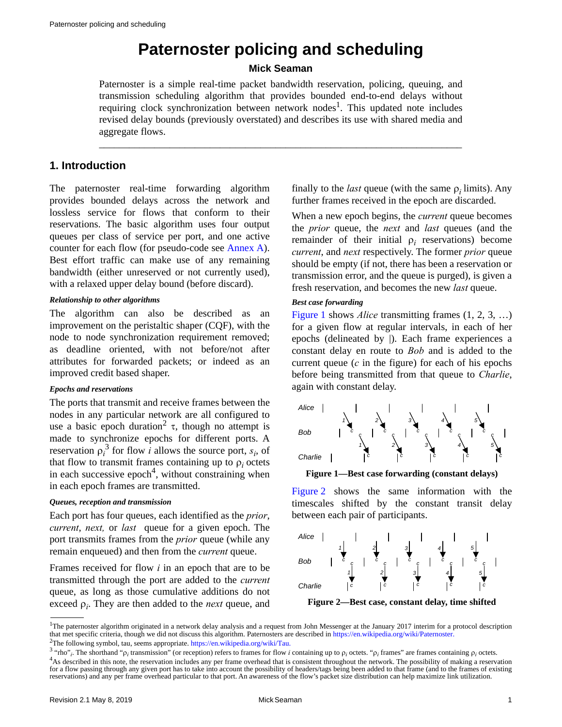# Paternoster policing and scheduling

**Mick Seaman**

Paternoster is a simple real-time packet bandwidth reservation, policing, queuing, and transmission scheduling algorithm that provides bounded end-to-end delays without requiring clock synchronization between network nodes[1]. This updated note includes revised delay bounds (previously overstated) and describes its use with shared media and aggregate flows.

---

## 1. Introduction

The paternoster real-time forwarding algorithm provides bounded delays across the network and lossless service for flows that conform to their reservations. The basic algorithm uses four output queues per class of service per port, and one active counter for each flow (for pseudo-code see Annex A). Best effort traffic can make use of any remaining bandwidth (either unreserved or not currently used), with a relaxed upper delay bound (before discard).

***Relationship to other algorithms***

The algorithm can also be described as an improvement on the peristaltic shaper (CQF), with the node to node synchronization requirement removed; as deadline oriented, with not before/not after attributes for forwarded packets; or indeed as an improved credit based shaper.

***Epochs and reservations***

The ports that transmit and receive frames between the nodes in any particular network are all configured to use a basic epoch duration[2] $\tau$, though no attempt is made to synchronize epochs for different ports. A reservation $\rho_i$[3] for flow $i$ allows the source port, $s_i$, of that flow to transmit frames containing up to $\rho_i$ octets in each successive epoch[4], without constraining when in each epoch frames are transmitted.

***Queues, reception and transmission***

Each port has four queues, each identified as the *prior*, *current*, *next,* or *last* queue for a given epoch. The port transmits frames from the *prior* queue (while any remain enqueued) and then from the *current* queue.

Frames received for flow $i$ in an epoch that are to be transmitted through the port are added to the *current* queue, as long as those cumulative additions do not exceed $\rho_i$. They are then added to the *next* queue, and finally to the *last* queue (with the same $\rho_i$ limits). Any further frames received in the epoch are discarded.

When a new epoch begins, the *current* queue becomes the *prior* queue, the *next* and *last* queues (and the remainder of their initial $\rho_i$ reservations) become *current*, and *next* respectively. The former *prior* queue should be empty (if not, there has been a reservation or transmission error, and the queue is purged), is given a fresh reservation, and becomes the new *last* queue.

***Best case forwarding***

Figure 1 shows *Alice* transmitting frames (1, 2, 3, …) for a given flow at regular intervals, in each of her epochs (delineated by |). Each frame experiences a constant delay en route to *Bob* and is added to the current queue (*c* in the figure) for each of his epochs before being transmitted from that queue to *Charlie*, again with constant delay.

**Figure 1—Best case forwarding (constant delays)**

Figure 2 shows the same information with the timescales shifted by the constant transit delay between each pair of participants.

**Figure 2—Best case, constant delay, time shifted**

---

[1] The paternoster algorithm originated in a network delay analysis and a request from John Messenger at the January 2017 interim for a protocol description that met specific criteria, though we did not discuss this algorithm. Paternosters are described in https://en.wikipedia.org/wiki/Paternoster.

[2] The following symbol, tau, seems appropriate. https://en.wikipedia.org/wiki/Tau.

[3] "rho"$_i$. The shorthand "$\rho_i$ transmission" (or reception) refers to frames for flow $i$ containing up to $\rho_i$ octets. "$\rho_i$ frames" are frames containing $\rho_i$ octets.

[4] As described in this note, the reservation includes any per frame overhead that is consistent throughout the network. The possibility of making a reservation for a flow passing through any given port has to take into account the possibility of headers/tags being been added to that frame (and to the frames of existing reservations) and any per frame overhead particular to that port. An awareness of the flow's packet size distribution can help maximize link utilization.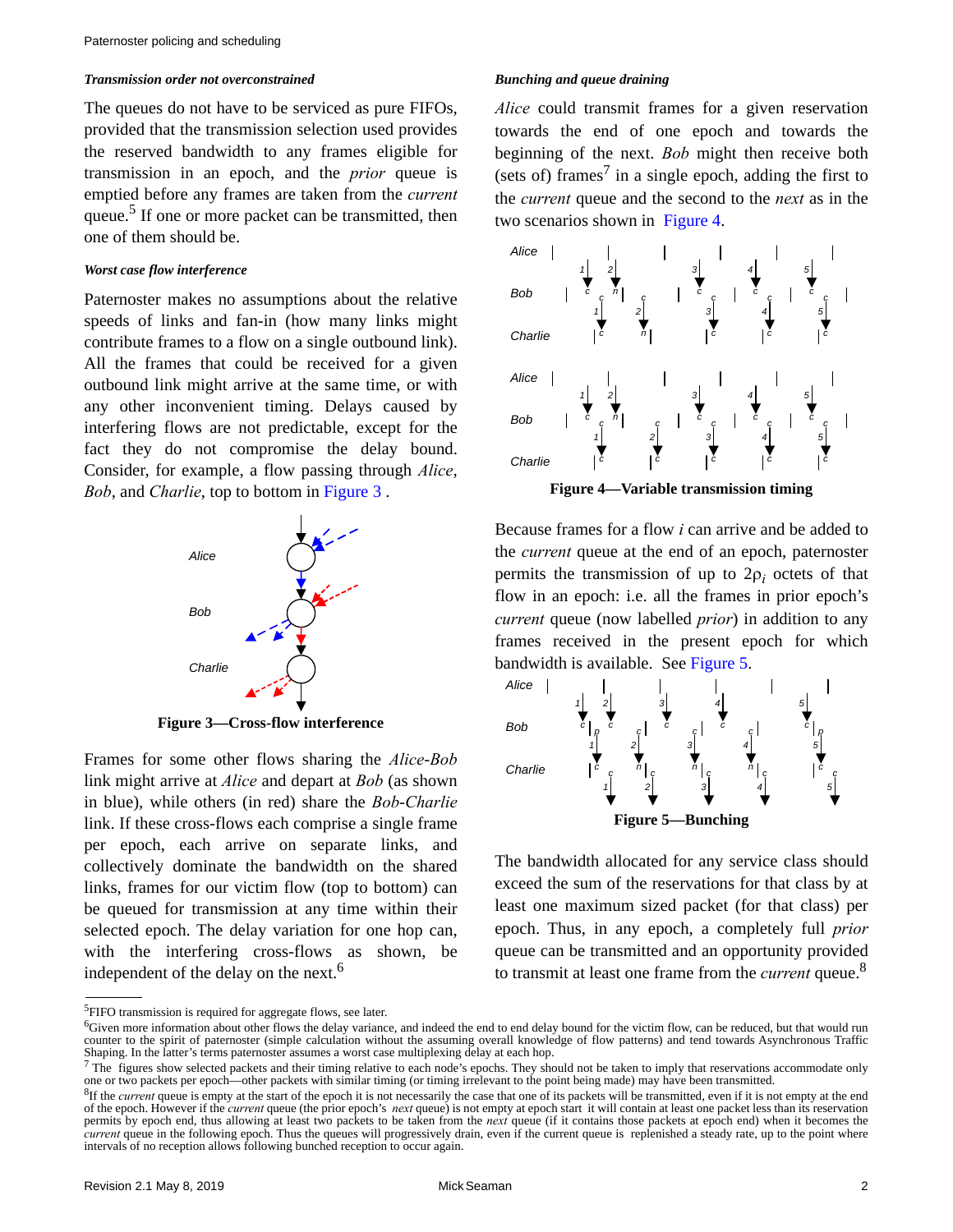### *Transmission order not overconstrained*

The queues do not have to be serviced as pure FIFOs, provided that the transmission selection used provides the reserved bandwidth to any frames eligible for transmission in an epoch, and the *prior* queue is emptied before any frames are taken from the *current* queue.[5] If one or more packet can be transmitted, then one of them should be.

### *Worst case flow interference*

Paternoster makes no assumptions about the relative speeds of links and fan-in (how many links might contribute frames to a flow on a single outbound link). All the frames that could be received for a given outbound link might arrive at the same time, or with any other inconvenient timing. Delays caused by interfering flows are not predictable, except for the fact they do not compromise the delay bound. Consider, for example, a flow passing through *Alice*, *Bob*, and *Charlie*, top to bottom in Figure 3 .

**Figure 3—Cross-flow interference**

Frames for some other flows sharing the *Alice*-*Bob* link might arrive at *Alice* and depart at *Bob* (as shown in blue), while others (in red) share the *Bob*-*Charlie* link. If these cross-flows each comprise a single frame per epoch, each arrive on separate links, and collectively dominate the bandwidth on the shared links, frames for our victim flow (top to bottom) can be queued for transmission at any time within their selected epoch. The delay variation for one hop can, with the interfering cross-flows as shown, be independent of the delay on the next.[6]

### *Bunching and queue draining*

*Alice* could transmit frames for a given reservation towards the end of one epoch and towards the beginning of the next. *Bob* might then receive both (sets of) frames[7] in a single epoch, adding the first to the *current* queue and the second to the *next* as in the two scenarios shown in Figure 4.

**Figure 4—Variable transmission timing**

Because frames for a flow $i$ can arrive and be added to the *current* queue at the end of an epoch, paternoster permits the transmission of up to $2\rho_i$ octets of that flow in an epoch: i.e. all the frames in prior epoch's *current* queue (now labelled *prior*) in addition to any frames received in the present epoch for which bandwidth is available. See Figure 5.

**Figure 5—Bunching**

The bandwidth allocated for any service class should exceed the sum of the reservations for that class by at least one maximum sized packet (for that class) per epoch. Thus, in any epoch, a completely full *prior* queue can be transmitted and an opportunity provided to transmit at least one frame from the *current* queue.[8]

---

[5] FIFO transmission is required for aggregate flows, see later.

[6] Given more information about other flows the delay variance, and indeed the end to end delay bound for the victim flow, can be reduced, but that would run counter to the spirit of paternoster (simple calculation without the assuming overall knowledge of flow patterns) and tend towards Asynchronous Traffic Shaping. In the latter's terms paternoster assumes a worst case multiplexing delay at each hop.

[7] The figures show selected packets and their timing relative to each node's epochs. They should not be taken to imply that reservations accommodate only one or two packets per epoch—other packets with similar timing (or timing irrelevant to the point being made) may have been transmitted.

[8] If the *current* queue is empty at the start of the epoch it is not necessarily the case that one of its packets will be transmitted, even if it is not empty at the end of the epoch. However if the *current* queue (the prior epoch's *next* queue) is not empty at epoch start it will contain at least one packet less than its reservation permits by epoch end, thus allowing at least two packets to be taken from the *next* queue (if it contains those packets at epoch end) when it becomes the *current* queue in the following epoch. Thus the queues will progressively drain, even if the current queue is replenished a steady rate, up to the point where intervals of no reception allows following bunched reception to occur again.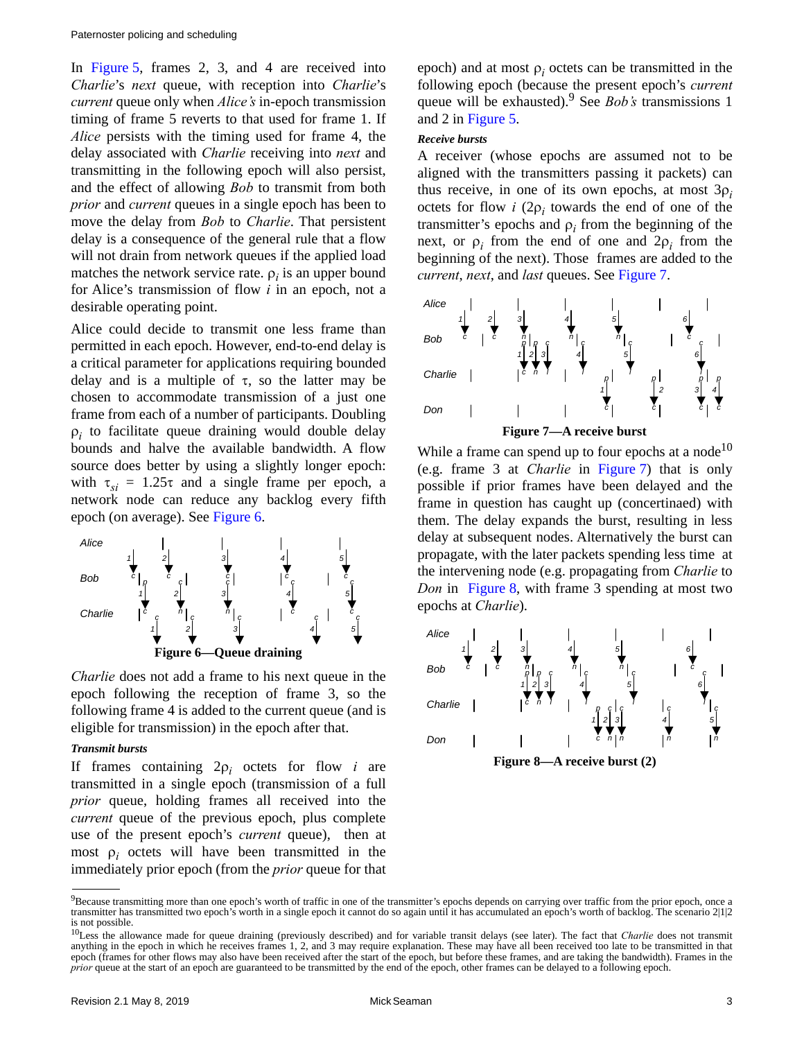In Figure 5, frames 2, 3, and 4 are received into *Charlie*'s *next* queue, with reception into *Charlie*'s *current* queue only when *Alice's* in-epoch transmission timing of frame 5 reverts to that used for frame 1. If *Alice* persists with the timing used for frame 4, the delay associated with *Charlie* receiving into *next* and transmitting in the following epoch will also persist, and the effect of allowing *Bob* to transmit from both *prior* and *current* queues in a single epoch has been to move the delay from *Bob* to *Charlie*. That persistent delay is a consequence of the general rule that a flow will not drain from network queues if the applied load matches the network service rate. $\rho_i$ is an upper bound for Alice's transmission of flow $i$ in an epoch, not a desirable operating point.

Alice could decide to transmit one less frame than permitted in each epoch. However, end-to-end delay is a critical parameter for applications requiring bounded delay and is a multiple of $\tau$, so the latter may be chosen to accommodate transmission of a just one frame from each of a number of participants. Doubling $\rho_i$ to facilitate queue draining would double delay bounds and halve the available bandwidth. A flow source does better by using a slightly longer epoch: with $\tau_{si} = 1.25\tau$ and a single frame per epoch, a network node can reduce any backlog every fifth epoch (on average). See Figure 6.

**Figure 6—Queue draining**

*Charlie* does not add a frame to his next queue in the epoch following the reception of frame 3, so the following frame 4 is added to the current queue (and is eligible for transmission) in the epoch after that.

***Transmit bursts***

If frames containing $2\rho_i$ octets for flow $i$ are transmitted in a single epoch (transmission of a full *prior* queue, holding frames all received into the *current* queue of the previous epoch, plus complete use of the present epoch's *current* queue), then at most $\rho_i$ octets will have been transmitted in the immediately prior epoch (from the *prior* queue for that epoch) and at most $\rho_i$ octets can be transmitted in the following epoch (because the present epoch's *current* queue will be exhausted).[9] See *Bob's* transmissions 1 and 2 in Figure 5.

***Receive bursts***

A receiver (whose epochs are assumed not to be aligned with the transmitters passing it packets) can thus receive, in one of its own epochs, at most $3\rho_i$ octets for flow $i$ ($2\rho_i$ towards the end of one of the transmitter's epochs and $\rho_i$ from the beginning of the next, or $\rho_i$ from the end of one and $2\rho_i$ from the beginning of the next). Those frames are added to the *current*, *next*, and *last* queues. See Figure 7.

**Figure 7—A receive burst**

While a frame can spend up to four epochs at a node[10] (e.g. frame 3 at *Charlie* in Figure 7) that is only possible if prior frames have been delayed and the frame in question has caught up (concertinaed) with them. The delay expands the burst, resulting in less delay at subsequent nodes. Alternatively the burst can propagate, with the later packets spending less time at the intervening node (e.g. propagating from *Charlie* to *Don* in Figure 8, with frame 3 spending at most two epochs at *Charlie*).

**Figure 8—A receive burst (2)**

[9] Because transmitting more than one epoch's worth of traffic in one of the transmitter's epochs depends on carrying over traffic from the prior epoch, once a transmitter has transmitted two epoch's worth in a single epoch it cannot do so again until it has accumulated an epoch's worth of backlog. The scenario 2|1|2 is not possible.

[10] Less the allowance made for queue draining (previously described) and for variable transit delays (see later). The fact that *Charlie* does not transmit anything in the epoch in which he receives frames 1, 2, and 3 may require explanation. These may have all been received too late to be transmitted in that epoch (frames for other flows may also have been received after the start of the epoch, but before these frames, and are taking the bandwidth). Frames in the *prior* queue at the start of an epoch are guaranteed to be transmitted by the end of the epoch, other frames can be delayed to a following epoch.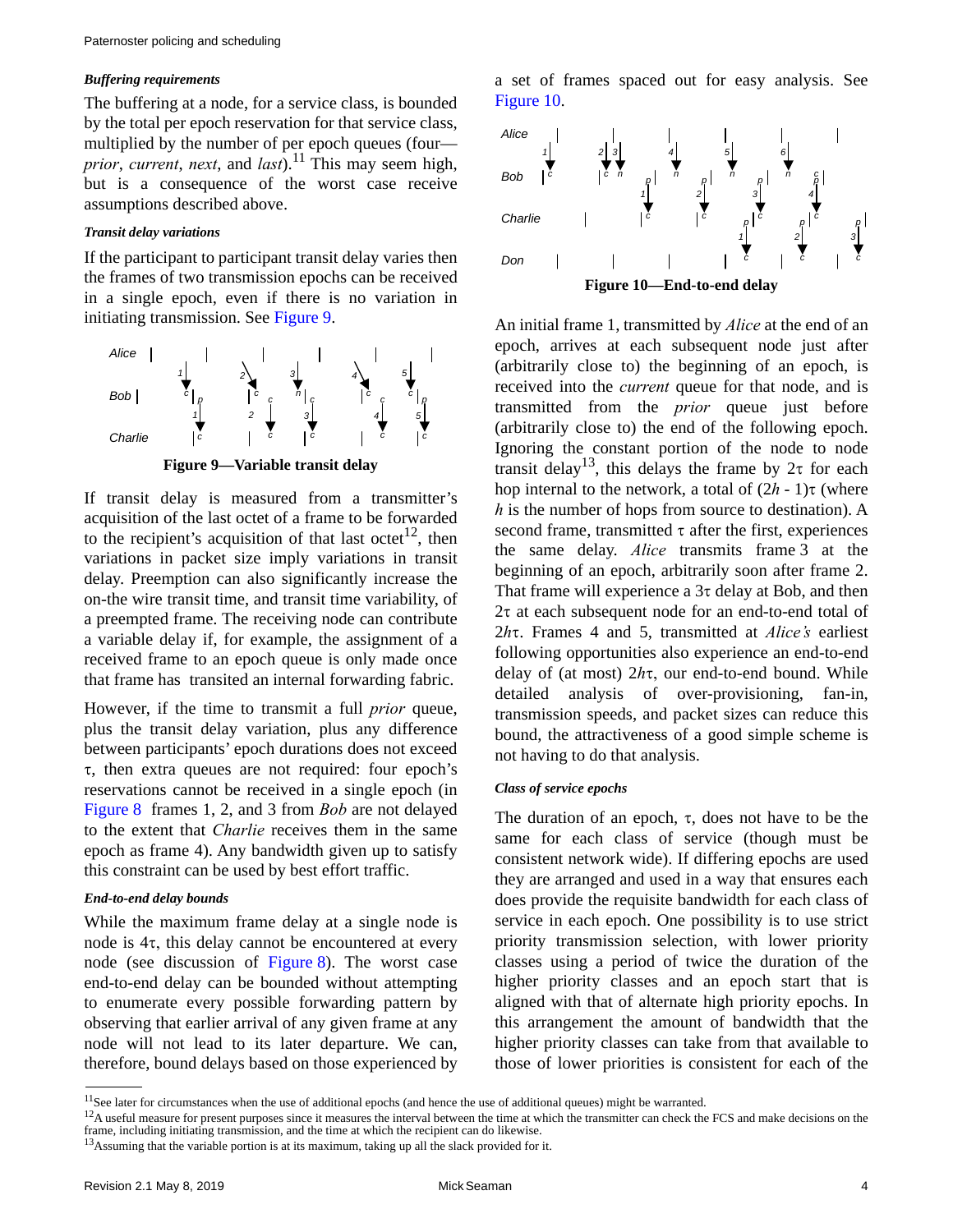### *Buffering requirements*

The buffering at a node, for a service class, is bounded by the total per epoch reservation for that service class, multiplied by the number of per epoch queues (four—*prior*, *current*, *next*, and *last*).[11] This may seem high, but is a consequence of the worst case receive assumptions described above.

### *Transit delay variations*

If the participant to participant transit delay varies then the frames of two transmission epochs can be received in a single epoch, even if there is no variation in initiating transmission. See Figure 9.

**Figure 9—Variable transit delay**

If transit delay is measured from a transmitter's acquisition of the last octet of a frame to be forwarded to the recipient's acquisition of that last octet[12], then variations in packet size imply variations in transit delay. Preemption can also significantly increase the on-the wire transit time, and transit time variability, of a preempted frame. The receiving node can contribute a variable delay if, for example, the assignment of a received frame to an epoch queue is only made once that frame has transited an internal forwarding fabric.

However, if the time to transmit a full *prior* queue, plus the transit delay variation, plus any difference between participants' epoch durations does not exceed $\tau$, then extra queues are not required: four epoch's reservations cannot be received in a single epoch (in Figure 8 frames 1, 2, and 3 from *Bob* are not delayed to the extent that *Charlie* receives them in the same epoch as frame 4). Any bandwidth given up to satisfy this constraint can be used by best effort traffic.

### *End-to-end delay bounds*

While the maximum frame delay at a single node is node is $4\tau$, this delay cannot be encountered at every node (see discussion of Figure 8). The worst case end-to-end delay can be bounded without attempting to enumerate every possible forwarding pattern by observing that earlier arrival of any given frame at any node will not lead to its later departure. We can, therefore, bound delays based on those experienced by a set of frames spaced out for easy analysis. See Figure 10.

**Figure 10—End-to-end delay**

An initial frame 1, transmitted by *Alice* at the end of an epoch, arrives at each subsequent node just after (arbitrarily close to) the beginning of an epoch, is received into the *current* queue for that node, and is transmitted from the *prior* queue just before (arbitrarily close to) the end of the following epoch. Ignoring the constant portion of the node to node transit delay[13], this delays the frame by $2\tau$ for each hop internal to the network, a total of $(2h - 1)\tau$ (where $h$ is the number of hops from source to destination). A second frame, transmitted $\tau$ after the first, experiences the same delay. *Alice* transmits frame 3 at the beginning of an epoch, arbitrarily soon after frame 2. That frame will experience a $3\tau$ delay at Bob, and then $2\tau$ at each subsequent node for an end-to-end total of $2h\tau$. Frames 4 and 5, transmitted at *Alice's* earliest following opportunities also experience an end-to-end delay of (at most) $2h\tau$, our end-to-end bound. While detailed analysis of over-provisioning, fan-in, transmission speeds, and packet sizes can reduce this bound, the attractiveness of a good simple scheme is not having to do that analysis.

### *Class of service epochs*

The duration of an epoch, $\tau$, does not have to be the same for each class of service (though must be consistent network wide). If differing epochs are used they are arranged and used in a way that ensures each does provide the requisite bandwidth for each class of service in each epoch. One possibility is to use strict priority transmission selection, with lower priority classes using a period of twice the duration of the higher priority classes and an epoch start that is aligned with that of alternate high priority epochs. In this arrangement the amount of bandwidth that the higher priority classes can take from that available to those of lower priorities is consistent for each of the

---

[11] See later for circumstances when the use of additional epochs (and hence the use of additional queues) might be warranted.

[12] A useful measure for present purposes since it measures the interval between the time at which the transmitter can check the FCS and make decisions on the frame, including initiating transmission, and the time at which the recipient can do likewise.

[13] Assuming that the variable portion is at its maximum, taking up all the slack provided for it.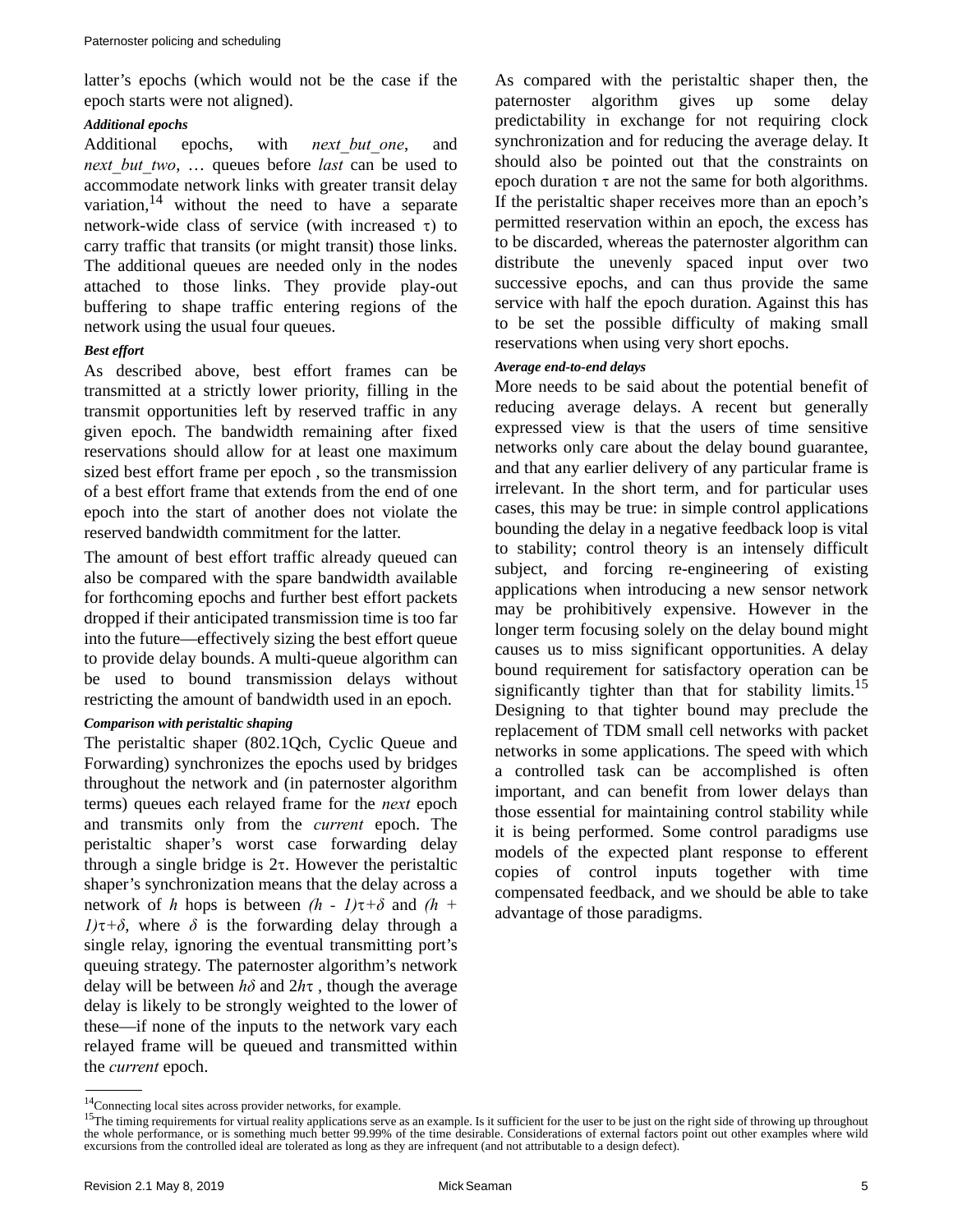latter's epochs (which would not be the case if the epoch starts were not aligned).

#### *Additional epochs*

Additional epochs, with *next_but_one*, and *next_but_two*, … queues before *last* can be used to accommodate network links with greater transit delay variation,[14] without the need to have a separate network-wide class of service (with increased $\tau$) to carry traffic that transits (or might transit) those links. The additional queues are needed only in the nodes attached to those links. They provide play-out buffering to shape traffic entering regions of the network using the usual four queues.

#### *Best effort*

As described above, best effort frames can be transmitted at a strictly lower priority, filling in the transmit opportunities left by reserved traffic in any given epoch. The bandwidth remaining after fixed reservations should allow for at least one maximum sized best effort frame per epoch , so the transmission of a best effort frame that extends from the end of one epoch into the start of another does not violate the reserved bandwidth commitment for the latter.

The amount of best effort traffic already queued can also be compared with the spare bandwidth available for forthcoming epochs and further best effort packets dropped if their anticipated transmission time is too far into the future—effectively sizing the best effort queue to provide delay bounds. A multi-queue algorithm can be used to bound transmission delays without restricting the amount of bandwidth used in an epoch.

#### *Comparison with peristaltic shaping*

The peristaltic shaper (802.1Qch, Cyclic Queue and Forwarding) synchronizes the epochs used by bridges throughout the network and (in paternoster algorithm terms) queues each relayed frame for the *next* epoch and transmits only from the *current* epoch. The peristaltic shaper's worst case forwarding delay through a single bridge is $2\tau$. However the peristaltic shaper's synchronization means that the delay across a network of $h$ hops is between $(h - 1)\tau+\delta$ and $(h + 1)\tau+\delta$, where $\delta$ is the forwarding delay through a single relay, ignoring the eventual transmitting port's queuing strategy. The paternoster algorithm's network delay will be between $h\delta$ and $2h\tau$ , though the average delay is likely to be strongly weighted to the lower of these—if none of the inputs to the network vary each relayed frame will be queued and transmitted within the *current* epoch.

As compared with the peristaltic shaper then, the paternoster algorithm gives up some delay predictability in exchange for not requiring clock synchronization and for reducing the average delay. It should also be pointed out that the constraints on epoch duration $\tau$ are not the same for both algorithms. If the peristaltic shaper receives more than an epoch's permitted reservation within an epoch, the excess has to be discarded, whereas the paternoster algorithm can distribute the unevenly spaced input over two successive epochs, and can thus provide the same service with half the epoch duration. Against this has to be set the possible difficulty of making small reservations when using very short epochs.

#### *Average end-to-end delays*

More needs to be said about the potential benefit of reducing average delays. A recent but generally expressed view is that the users of time sensitive networks only care about the delay bound guarantee, and that any earlier delivery of any particular frame is irrelevant. In the short term, and for particular uses cases, this may be true: in simple control applications bounding the delay in a negative feedback loop is vital to stability; control theory is an intensely difficult subject, and forcing re-engineering of existing applications when introducing a new sensor network may be prohibitively expensive. However in the longer term focusing solely on the delay bound might causes us to miss significant opportunities. A delay bound requirement for satisfactory operation can be significantly tighter than that for stability limits.[15] Designing to that tighter bound may preclude the replacement of TDM small cell networks with packet networks in some applications. The speed with which a controlled task can be accomplished is often important, and can benefit from lower delays than those essential for maintaining control stability while it is being performed. Some control paradigms use models of the expected plant response to efferent copies of control inputs together with time compensated feedback, and we should be able to take advantage of those paradigms.

---

[14] Connecting local sites across provider networks, for example.

[15] The timing requirements for virtual reality applications serve as an example. Is it sufficient for the user to be just on the right side of throwing up throughout the whole performance, or is something much better 99.99% of the time desirable. Considerations of external factors point out other examples where wild excursions from the controlled ideal are tolerated as long as they are infrequent (and not attributable to a design defect).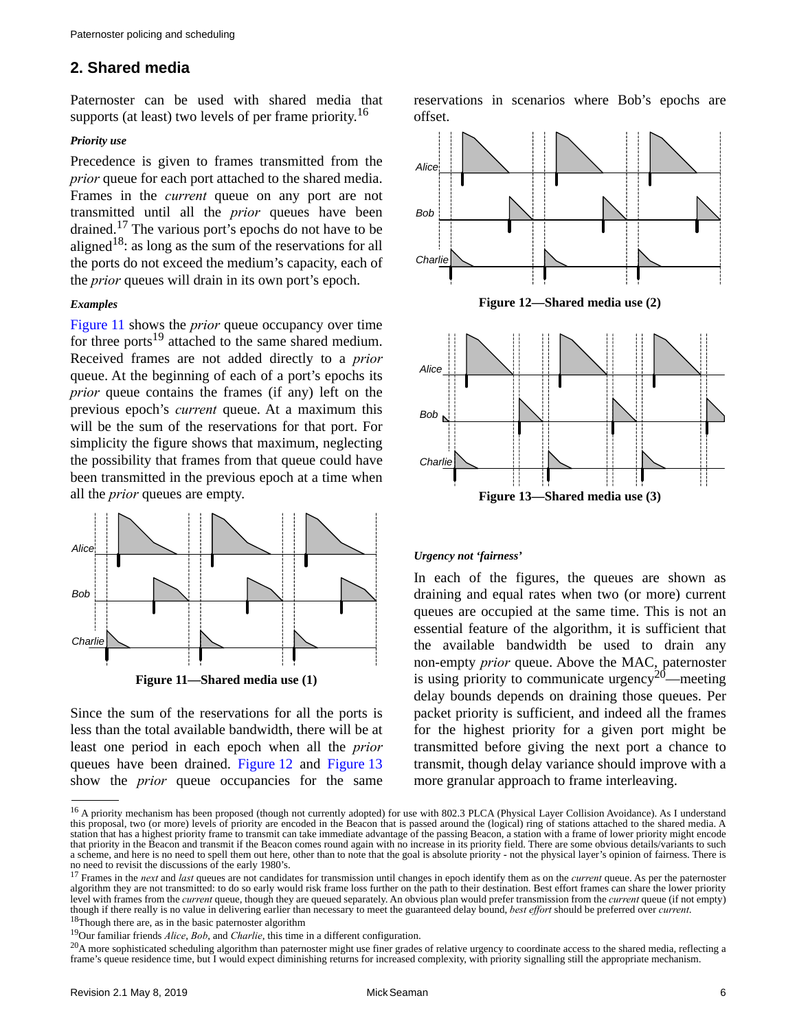## 2. Shared media

Paternoster can be used with shared media that supports (at least) two levels of per frame priority.[16]

***Priority use***

Precedence is given to frames transmitted from the *prior* queue for each port attached to the shared media. Frames in the *current* queue on any port are not transmitted until all the *prior* queues have been drained.[17] The various port's epochs do not have to be aligned[18]: as long as the sum of the reservations for all the ports do not exceed the medium's capacity, each of the *prior* queues will drain in its own port's epoch.

***Examples***

Figure 11 shows the *prior* queue occupancy over time for three ports[19] attached to the same shared medium. Received frames are not added directly to a *prior* queue. At the beginning of each of a port's epochs its *prior* queue contains the frames (if any) left on the previous epoch's *current* queue. At a maximum this will be the sum of the reservations for that port. For simplicity the figure shows that maximum, neglecting the possibility that frames from that queue could have been transmitted in the previous epoch at a time when all the *prior* queues are empty.

**Figure 11—Shared media use (1)**

Since the sum of the reservations for all the ports is less than the total available bandwidth, there will be at least one period in each epoch when all the *prior* queues have been drained. Figure 12 and Figure 13 show the *prior* queue occupancies for the same reservations in scenarios where Bob's epochs are offset.

**Figure 12—Shared media use (2)**

**Figure 13—Shared media use (3)**

***Urgency not 'fairness'***

In each of the figures, the queues are shown as draining and equal rates when two (or more) current queues are occupied at the same time. This is not an essential feature of the algorithm, it is sufficient that the available bandwidth be used to drain any non-empty *prior* queue. Above the MAC, paternoster is using priority to communicate urgency[20]—meeting delay bounds depends on draining those queues. Per packet priority is sufficient, and indeed all the frames for the highest priority for a given port might be transmitted before giving the next port a chance to transmit, though delay variance should improve with a more granular approach to frame interleaving.

---

[16] A priority mechanism has been proposed (though not currently adopted) for use with 802.3 PLCA (Physical Layer Collision Avoidance). As I understand this proposal, two (or more) levels of priority are encoded in the Beacon that is passed around the (logical) ring of stations attached to the shared media. A station that has a highest priority frame to transmit can take immediate advantage of the passing Beacon, a station with a frame of lower priority might encode that priority in the Beacon and transmit if the Beacon comes round again with no increase in its priority field. There are some obvious details/variants to such a scheme, and here is no need to spell them out here, other than to note that the goal is absolute priority - not the physical layer's opinion of fairness. There is no need to revisit the discussions of the early 1980's.

[17] Frames in the *next* and *last* queues are not candidates for transmission until changes in epoch identify them as on the *current* queue. As per the paternoster algorithm they are not transmitted: to do so early would risk frame loss further on the path to their destination. Best effort frames can share the lower priority level with frames from the *current* queue, though they are queued separately. An obvious plan would prefer transmission from the *current* queue (if not empty) though if there really is no value in delivering earlier than necessary to meet the guaranteed delay bound, *best effort* should be preferred over *current*.

[18] Though there are, as in the basic paternoster algorithm

[19] Our familiar friends *Alice*, *Bob*, and *Charlie*, this time in a different configuration.

[20] A more sophisticated scheduling algorithm than paternoster might use finer grades of relative urgency to coordinate access to the shared media, reflecting a frame's queue residence time, but I would expect diminishing returns for increased complexity, with priority signalling still the appropriate mechanism.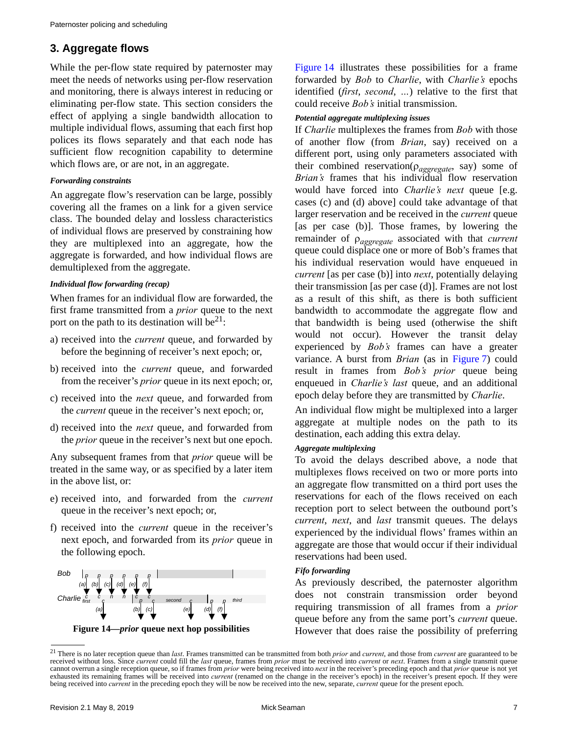## 3. Aggregate flows

While the per-flow state required by paternoster may meet the needs of networks using per-flow reservation and monitoring, there is always interest in reducing or eliminating per-flow state. This section considers the effect of applying a single bandwidth allocation to multiple individual flows, assuming that each first hop polices its flows separately and that each node has sufficient flow recognition capability to determine which flows are, or are not, in an aggregate.

#### *Forwarding constraints*

An aggregate flow's reservation can be large, possibly covering all the frames on a link for a given service class. The bounded delay and lossless characteristics of individual flows are preserved by constraining how they are multiplexed into an aggregate, how the aggregate is forwarded, and how individual flows are demultiplexed from the aggregate.

#### *Individual flow forwarding (recap)*

When frames for an individual flow are forwarded, the first frame transmitted from a *prior* queue to the next port on the path to its destination will be[21]:

a) received into the *current* queue, and forwarded by before the beginning of receiver's next epoch; or,

b) received into the *current* queue, and forwarded from the receiver's *prior* queue in its next epoch; or,

c) received into the *next* queue, and forwarded from the *current* queue in the receiver's next epoch; or,

d) received into the *next* queue, and forwarded from the *prior* queue in the receiver's next but one epoch.

Any subsequent frames from that *prior* queue will be treated in the same way, or as specified by a later item in the above list, or:

e) received into, and forwarded from the *current* queue in the receiver's next epoch; or,

f) received into the *current* queue in the receiver's next epoch, and forwarded from its *prior* queue in the following epoch.

**Figure 14—*prior* queue next hop possibilities**

Figure 14 illustrates these possibilities for a frame forwarded by *Bob* to *Charlie*, with *Charlie's* epochs identified (*first*, *second*, ...) relative to the first that could receive *Bob's* initial transmission.

#### *Potential aggregate multiplexing issues*

If *Charlie* multiplexes the frames from *Bob* with those of another flow (from *Brian*, say) received on a different port, using only parameters associated with their combined reservation($\rho_{aggregate}$, say) some of *Brian's* frames that his individual flow reservation would have forced into *Charlie's next* queue [e.g. cases (c) and (d) above] could take advantage of that larger reservation and be received in the *current* queue [as per case (b)]. Those frames, by lowering the remainder of $\rho_{aggregate}$ associated with that *current* queue could displace one or more of Bob's frames that his individual reservation would have enqueued in *current* [as per case (b)] into *next*, potentially delaying their transmission [as per case (d)]. Frames are not lost as a result of this shift, as there is both sufficient bandwidth to accommodate the aggregate flow and that bandwidth is being used (otherwise the shift would not occur). However the transit delay experienced by *Bob's* frames can have a greater variance. A burst from *Brian* (as in Figure 7) could result in frames from *Bob's prior* queue being enqueued in *Charlie's last* queue, and an additional epoch delay before they are transmitted by *Charlie*.

An individual flow might be multiplexed into a larger aggregate at multiple nodes on the path to its destination, each adding this extra delay.

#### *Aggregate multiplexing*

To avoid the delays described above, a node that multiplexes flows received on two or more ports into an aggregate flow transmitted on a third port uses the reservations for each of the flows received on each reception port to select between the outbound port's *current*, *next*, and *last* transmit queues. The delays experienced by the individual flows' frames within an aggregate are those that would occur if their individual reservations had been used.

#### *Fifo forwarding*

As previously described, the paternoster algorithm does not constrain transmission order beyond requiring transmission of all frames from a *prior* queue before any from the same port's *current* queue. However that does raise the possibility of preferring

---

[21] There is no later reception queue than *last*. Frames transmitted can be transmitted from both *prior* and *current*, and those from *current* are guaranteed to be received without loss. Since *current* could fill the *last* queue, frames from *prior* must be received into *current* or *next*. Frames from a single transmit queue cannot overrun a single reception queue, so if frames from *prior* were being received into *next* in the receiver's preceding epoch and that *prior* queue is not yet exhausted its remaining frames will be received into *current* (renamed on the change in the receiver's epoch) in the receiver's present epoch. If they were being received into *current* in the preceding epoch they will be now be received into the new, separate, *current* queue for the present epoch.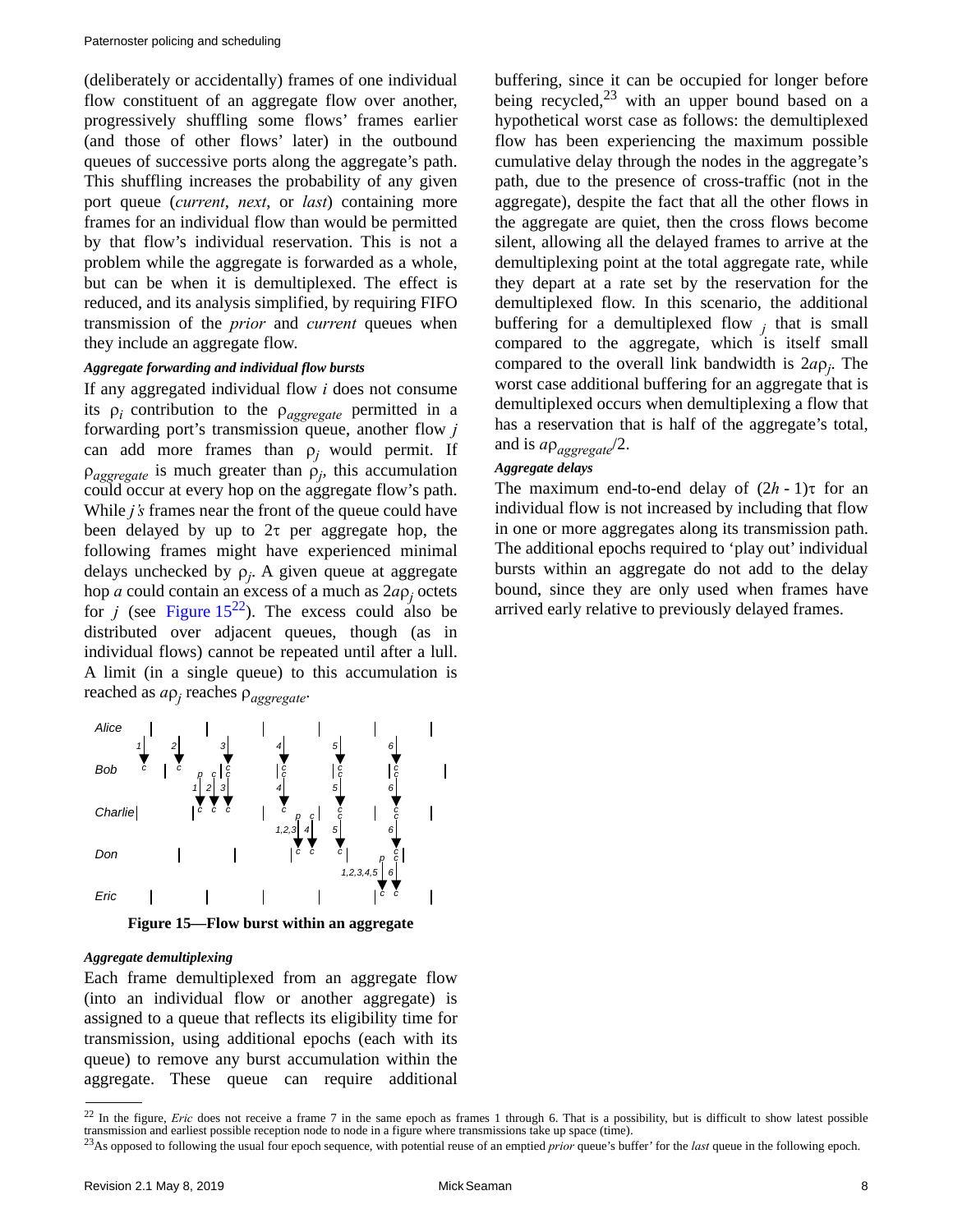(deliberately or accidentally) frames of one individual flow constituent of an aggregate flow over another, progressively shuffling some flows' frames earlier (and those of other flows' later) in the outbound queues of successive ports along the aggregate's path. This shuffling increases the probability of any given port queue (*current*, *next*, or *last*) containing more frames for an individual flow than would be permitted by that flow's individual reservation. This is not a problem while the aggregate is forwarded as a whole, but can be when it is demultiplexed. The effect is reduced, and its analysis simplified, by requiring FIFO transmission of the *prior* and *current* queues when they include an aggregate flow.

***Aggregate forwarding and individual flow bursts***

If any aggregated individual flow $i$ does not consume its $\rho_i$ contribution to the $\rho_{aggregate}$ permitted in a forwarding port's transmission queue, another flow $j$ can add more frames than $\rho_j$ would permit. If $\rho_{aggregate}$ is much greater than $\rho_j$, this accumulation could occur at every hop on the aggregate flow's path. While $j$'s frames near the front of the queue could have been delayed by up to $2\tau$ per aggregate hop, the following frames might have experienced minimal delays unchecked by $\rho_j$. A given queue at aggregate hop $a$ could contain an excess of a much as $2a\rho_j$ octets for $j$ (see Figure 15[22]). The excess could also be distributed over adjacent queues, though (as in individual flows) cannot be repeated until after a lull. A limit (in a single queue) to this accumulation is reached as $a\rho_j$ reaches $\rho_{aggregate}$.

**Figure 15—Flow burst within an aggregate**

***Aggregate demultiplexing***

Each frame demultiplexed from an aggregate flow (into an individual flow or another aggregate) is assigned to a queue that reflects its eligibility time for transmission, using additional epochs (each with its queue) to remove any burst accumulation within the aggregate. These queue can require additional buffering, since it can be occupied for longer before being recycled,[23] with an upper bound based on a hypothetical worst case as follows: the demultiplexed flow has been experiencing the maximum possible cumulative delay through the nodes in the aggregate's path, due to the presence of cross-traffic (not in the aggregate), despite the fact that all the other flows in the aggregate are quiet, then the cross flows become silent, allowing all the delayed frames to arrive at the demultiplexing point at the total aggregate rate, while they depart at a rate set by the reservation for the demultiplexed flow. In this scenario, the additional buffering for a demultiplexed flow $_j$ that is small compared to the aggregate, which is itself small compared to the overall link bandwidth is $2a\rho_j$. The worst case additional buffering for an aggregate that is demultiplexed occurs when demultiplexing a flow that has a reservation that is half of the aggregate's total, and is $a\rho_{aggregate}/2$.

***Aggregate delays***

The maximum end-to-end delay of $(2h - 1)\tau$ for an individual flow is not increased by including that flow in one or more aggregates along its transmission path. The additional epochs required to 'play out' individual bursts within an aggregate do not add to the delay bound, since they are only used when frames have arrived early relative to previously delayed frames.

---

[22] In the figure, *Eric* does not receive a frame 7 in the same epoch as frames 1 through 6. That is a possibility, but is difficult to show latest possible transmission and earliest possible reception node to node in a figure where transmissions take up space (time).

[23] As opposed to following the usual four epoch sequence, with potential reuse of an emptied *prior* queue's buffer' for the *last* queue in the following epoch.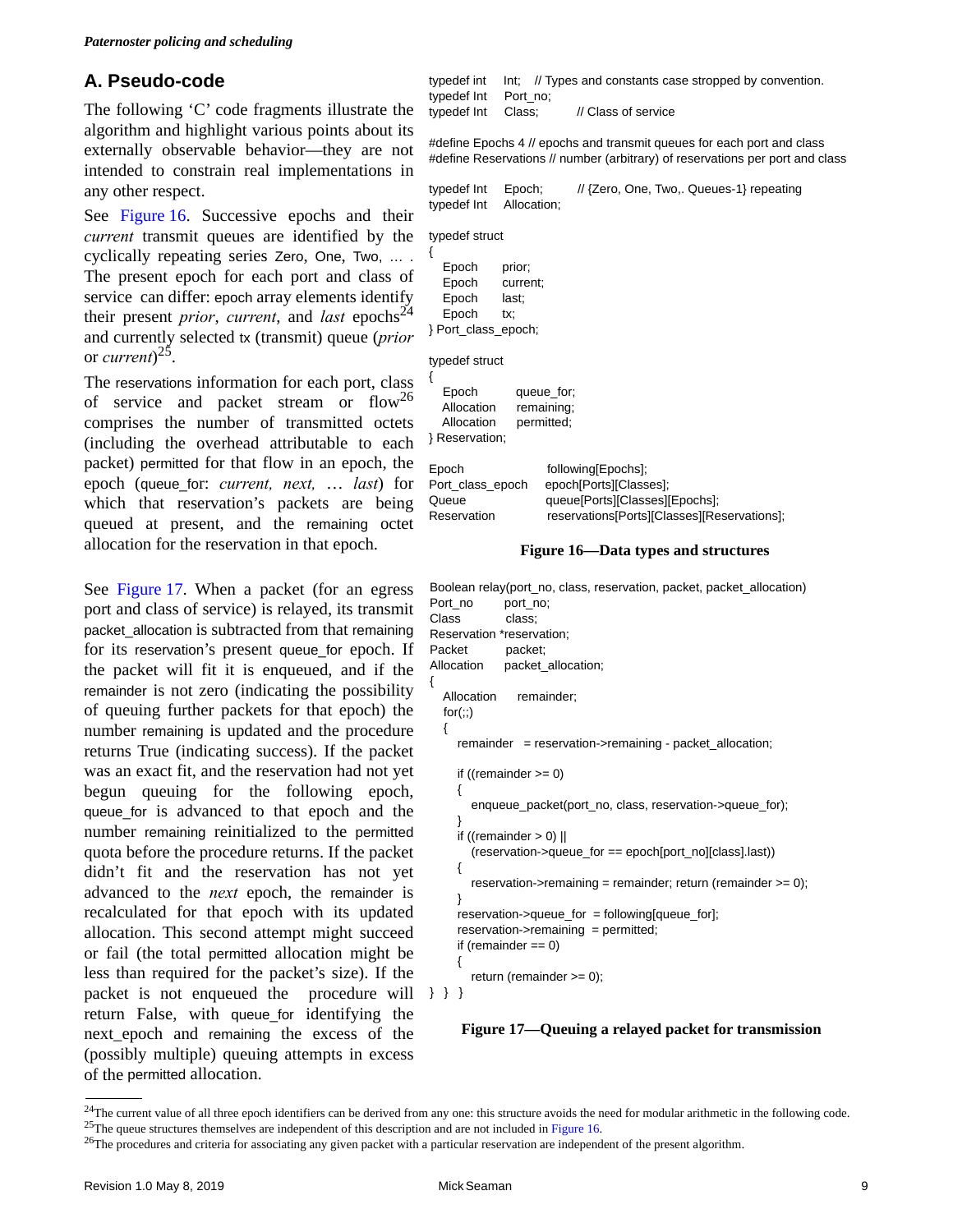## A. Pseudo-code

The following 'C' code fragments illustrate the algorithm and highlight various points about its externally observable behavior—they are not intended to constrain real implementations in any other respect.

See Figure 16. Successive epochs and their *current* transmit queues are identified by the cyclically repeating series Zero, One, Two, … . The present epoch for each port and class of service can differ: epoch array elements identify their present *prior*, *current*, and *last* epochs[24] and currently selected tx (transmit) queue (*prior* or *current*)[25].

The reservations information for each port, class of service and packet stream or flow[26] comprises the number of transmitted octets (including the overhead attributable to each packet) permitted for that flow in an epoch, the epoch (queue_for: *current, next, … last*) for which that reservation's packets are being queued at present, and the remaining octet allocation for the reservation in that epoch.

```
typedef int     Int;    // Types and constants case stropped by convention.
typedef Int     Port_no;
typedef Int     Class;          // Class of service

#define Epochs 4 // epochs and transmit queues for each port and class
#define Reservations // number (arbitrary) of reservations per port and class

typedef Int     Epoch;          // {Zero, One, Two,. Queues-1} repeating
typedef Int     Allocation;

typedef struct
{
  Epoch      prior;
  Epoch      current;
  Epoch      last;
  Epoch      tx;
} Port_class_epoch;

typedef struct
{
  Epoch       queue_for;
  Allocation  remaining;
  Allocation  permitted;
} Reservation;

Epoch               following[Epochs];
Port_class_epoch    epoch[Ports][Classes];
Queue               queue[Ports][Classes][Epochs];
Reservation         reservations[Ports][Classes][Reservations];
```

**Figure 16—Data types and structures**

See Figure 17. When a packet (for an egress port and class of service) is relayed, its transmit packet_allocation is subtracted from that remaining for its reservation's present queue_for epoch. If the packet will fit it is enqueued, and if the remainder is not zero (indicating the possibility of queuing further packets for that epoch) the number remaining is updated and the procedure returns True (indicating success). If the packet was an exact fit, and the reservation had not yet begun queuing for the following epoch, queue_for is advanced to that epoch and the number remaining reinitialized to the permitted quota before the procedure returns. If the packet didn't fit and the reservation has not yet advanced to the *next* epoch, the remainder is recalculated for that epoch with its updated allocation. This second attempt might succeed or fail (the total permitted allocation might be less than required for the packet's size). If the packet is not enqueued the procedure will return False, with queue_for identifying the next_epoch and remaining the excess of the (possibly multiple) queuing attempts in excess of the permitted allocation.

```
Boolean relay(port_no, class, reservation, packet, packet_allocation)
Port_no       port_no;
Class         class;
Reservation *reservation;
Packet        packet;
Allocation    packet_allocation;
{
  Allocation     remainder;
  for(;;)
  {
    remainder   = reservation->remaining - packet_allocation;

    if ((remainder >= 0)
    {
      enqueue_packet(port_no, class, reservation->queue_for);
    }
    if ((remainder > 0) ||
      (reservation->queue_for == epoch[port_no][class].last))
    {
      reservation->remaining = remainder; return (remainder >= 0);
    }
    reservation->queue_for  = following[queue_for];
    reservation->remaining  = permitted;
    if (remainder == 0)
    {
      return (remainder >= 0);
} } }
```

**Figure 17—Queuing a relayed packet for transmission**

---

[24] The current value of all three epoch identifiers can be derived from any one: this structure avoids the need for modular arithmetic in the following code.

[25] The queue structures themselves are independent of this description and are not included in Figure 16.

[26] The procedures and criteria for associating any given packet with a particular reservation are independent of the present algorithm.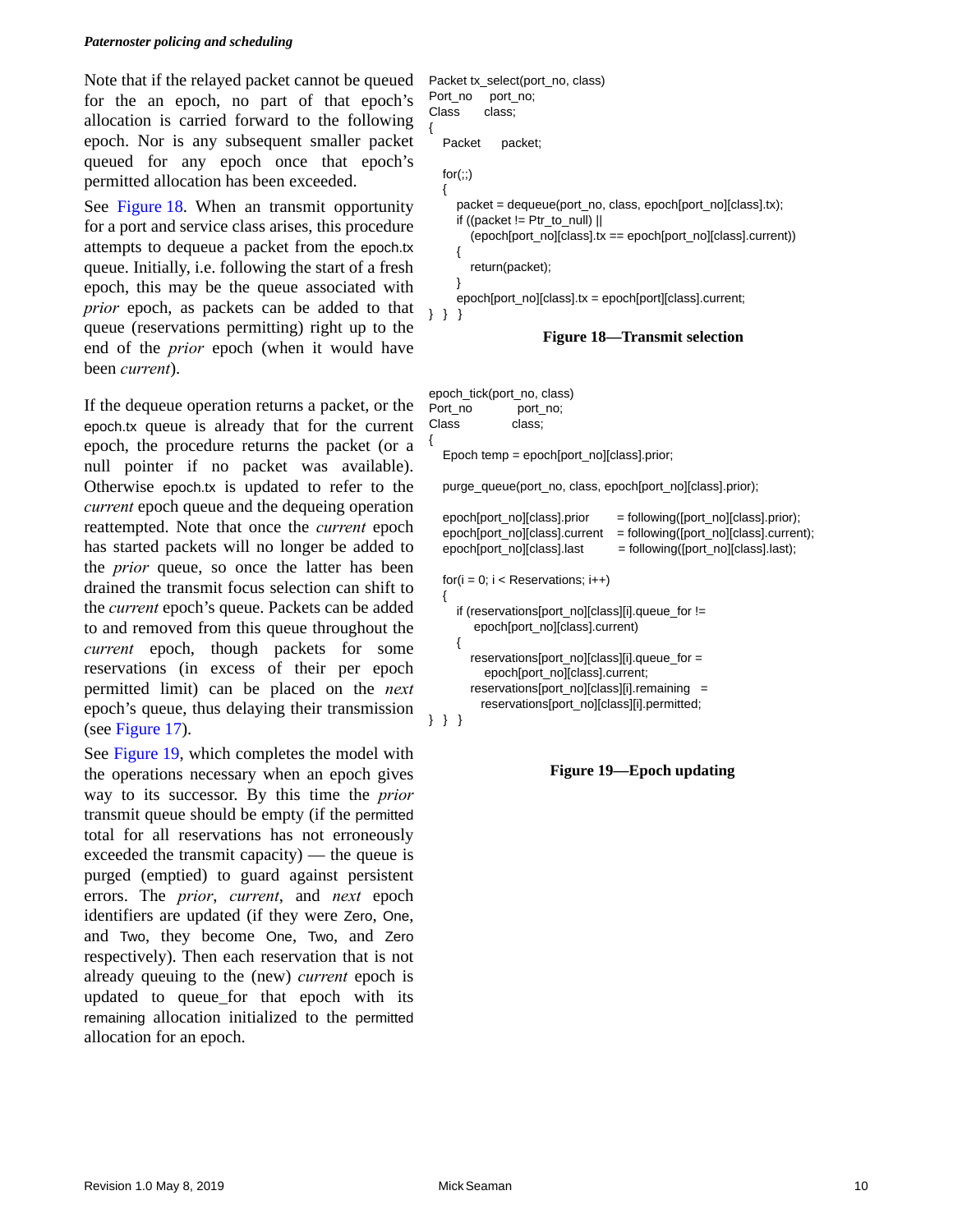Note that if the relayed packet cannot be queued for the an epoch, no part of that epoch's allocation is carried forward to the following epoch. Nor is any subsequent smaller packet queued for any epoch once that epoch's permitted allocation has been exceeded.

See Figure 18. When an transmit opportunity for a port and service class arises, this procedure attempts to dequeue a packet from the epoch.tx queue. Initially, i.e. following the start of a fresh epoch, this may be the queue associated with *prior* epoch, as packets can be added to that queue (reservations permitting) right up to the end of the *prior* epoch (when it would have been *current*).

If the dequeue operation returns a packet, or the epoch.tx queue is already that for the current epoch, the procedure returns the packet (or a null pointer if no packet was available). Otherwise epoch.tx is updated to refer to the *current* epoch queue and the dequeing operation reattempted. Note that once the *current* epoch has started packets will no longer be added to the *prior* queue, so once the latter has been drained the transmit focus selection can shift to the *current* epoch's queue. Packets can be added to and removed from this queue throughout the *current* epoch, though packets for some reservations (in excess of their per epoch permitted limit) can be placed on the *next* epoch's queue, thus delaying their transmission (see Figure 17).

See Figure 19, which completes the model with the operations necessary when an epoch gives way to its successor. By this time the *prior* transmit queue should be empty (if the permitted total for all reservations has not erroneously exceeded the transmit capacity) — the queue is purged (emptied) to guard against persistent errors. The *prior*, *current*, and *next* epoch identifiers are updated (if they were Zero, One, and Two, they become One, Two, and Zero respectively). Then each reservation that is not already queuing to the (new) *current* epoch is updated to queue_for that epoch with its remaining allocation initialized to the permitted allocation for an epoch.

```
Packet tx_select(port_no, class)
Port_no     port_no;
Class       class;
{
   Packet     packet;

   for(;;)
   {
      packet = dequeue(port_no, class, epoch[port_no][class].tx);
      if ((packet != Ptr_to_null) ||
         (epoch[port_no][class].tx == epoch[port_no][class].current))
      {
         return(packet);
      }
      epoch[port_no][class].tx = epoch[port][class].current;
} } }
```

**Figure 18—Transmit selection**

```
epoch_tick(port_no, class)
Port_no           port_no;
Class             class;
{
   Epoch temp = epoch[port_no][class].prior;

   purge_queue(port_no, class, epoch[port_no][class].prior);

   epoch[port_no][class].prior      = following([port_no][class].prior);
   epoch[port_no][class].current    = following([port_no][class].current);
   epoch[port_no][class].last       = following([port_no][class].last);

   for(i = 0; i < Reservations; i++)
   {
      if (reservations[port_no][class][i].queue_for !=
          epoch[port_no][class].current)
      {
         reservations[port_no][class][i].queue_for =
            epoch[port_no][class].current;
         reservations[port_no][class][i].remaining  =
           reservations[port_no][class][i].permitted;
} } }
```

**Figure 19—Epoch updating**